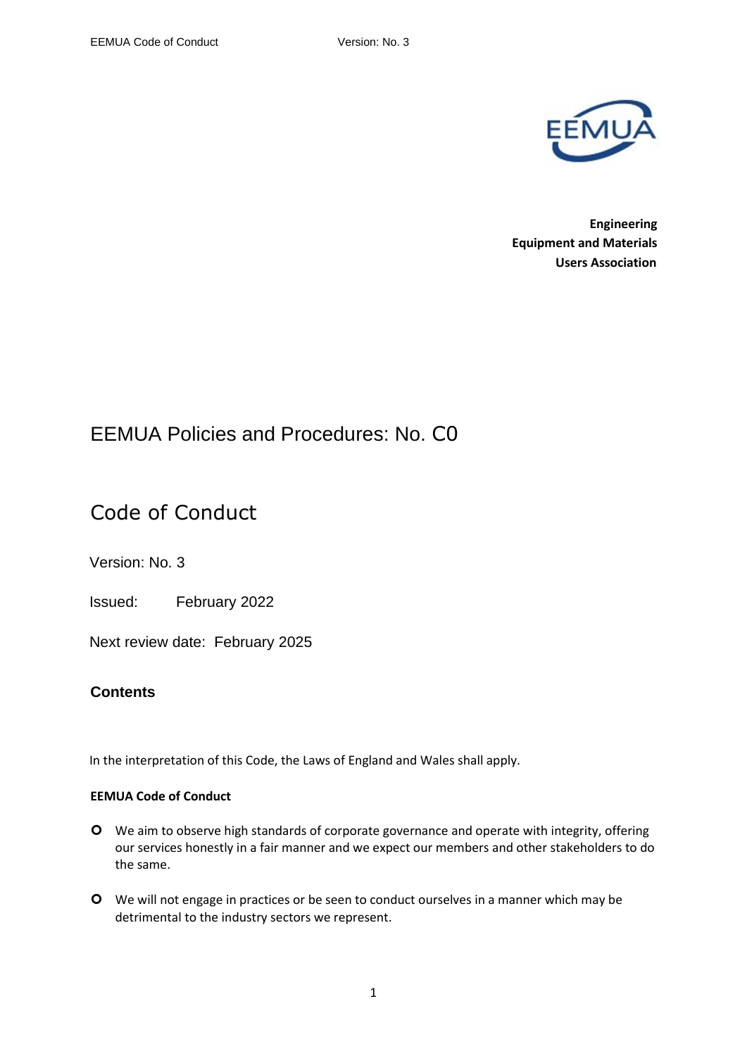**Engineering**
**Equipment and Materials**
**Users Association**

# EEMUA Policies and Procedures: No. C0

## Code of Conduct

Version: No. 3

Issued: February 2022

Next review date: February 2025

### Contents

In the interpretation of this Code, the Laws of England and Wales shall apply.

**EEMUA Code of Conduct**

- We aim to observe high standards of corporate governance and operate with integrity, offering our services honestly in a fair manner and we expect our members and other stakeholders to do the same.
- We will not engage in practices or be seen to conduct ourselves in a manner which may be detrimental to the industry sectors we represent.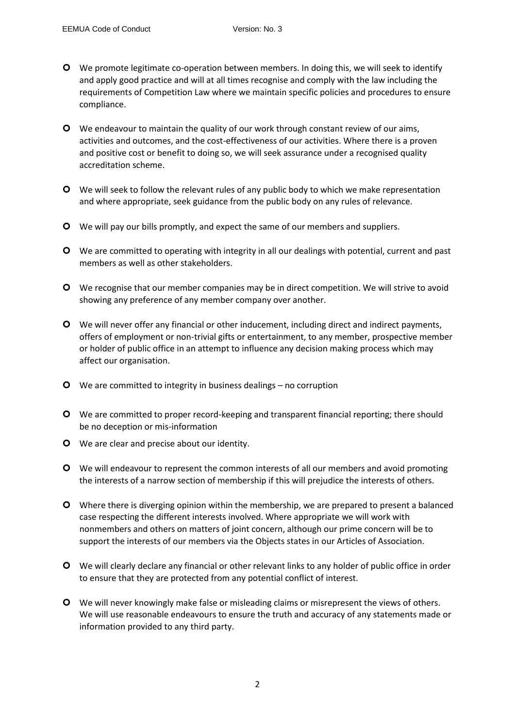- We promote legitimate co-operation between members. In doing this, we will seek to identify and apply good practice and will at all times recognise and comply with the law including the requirements of Competition Law where we maintain specific policies and procedures to ensure compliance.

- We endeavour to maintain the quality of our work through constant review of our aims, activities and outcomes, and the cost-effectiveness of our activities. Where there is a proven and positive cost or benefit to doing so, we will seek assurance under a recognised quality accreditation scheme.

- We will seek to follow the relevant rules of any public body to which we make representation and where appropriate, seek guidance from the public body on any rules of relevance.

- We will pay our bills promptly, and expect the same of our members and suppliers.

- We are committed to operating with integrity in all our dealings with potential, current and past members as well as other stakeholders.

- We recognise that our member companies may be in direct competition. We will strive to avoid showing any preference of any member company over another.

- We will never offer any financial or other inducement, including direct and indirect payments, offers of employment or non-trivial gifts or entertainment, to any member, prospective member or holder of public office in an attempt to influence any decision making process which may affect our organisation.

- We are committed to integrity in business dealings – no corruption

- We are committed to proper record-keeping and transparent financial reporting; there should be no deception or mis-information

- We are clear and precise about our identity.

- We will endeavour to represent the common interests of all our members and avoid promoting the interests of a narrow section of membership if this will prejudice the interests of others.

- Where there is diverging opinion within the membership, we are prepared to present a balanced case respecting the different interests involved. Where appropriate we will work with nonmembers and others on matters of joint concern, although our prime concern will be to support the interests of our members via the Objects states in our Articles of Association.

- We will clearly declare any financial or other relevant links to any holder of public office in order to ensure that they are protected from any potential conflict of interest.

- We will never knowingly make false or misleading claims or misrepresent the views of others. We will use reasonable endeavours to ensure the truth and accuracy of any statements made or information provided to any third party.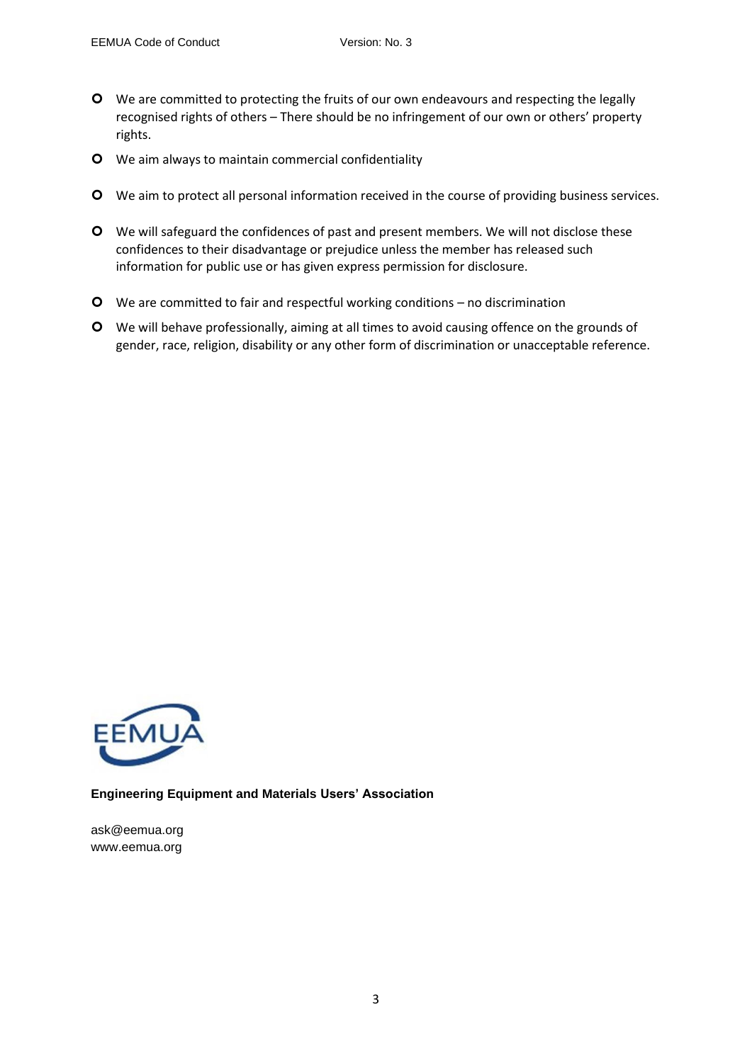- We are committed to protecting the fruits of our own endeavours and respecting the legally recognised rights of others – There should be no infringement of our own or others' property rights.
- We aim always to maintain commercial confidentiality
- We aim to protect all personal information received in the course of providing business services.
- We will safeguard the confidences of past and present members. We will not disclose these confidences to their disadvantage or prejudice unless the member has released such information for public use or has given express permission for disclosure.
- We are committed to fair and respectful working conditions – no discrimination
- We will behave professionally, aiming at all times to avoid causing offence on the grounds of gender, race, religion, disability or any other form of discrimination or unacceptable reference.

EEMUA

**Engineering Equipment and Materials Users' Association**

ask@eemua.org
www.eemua.org